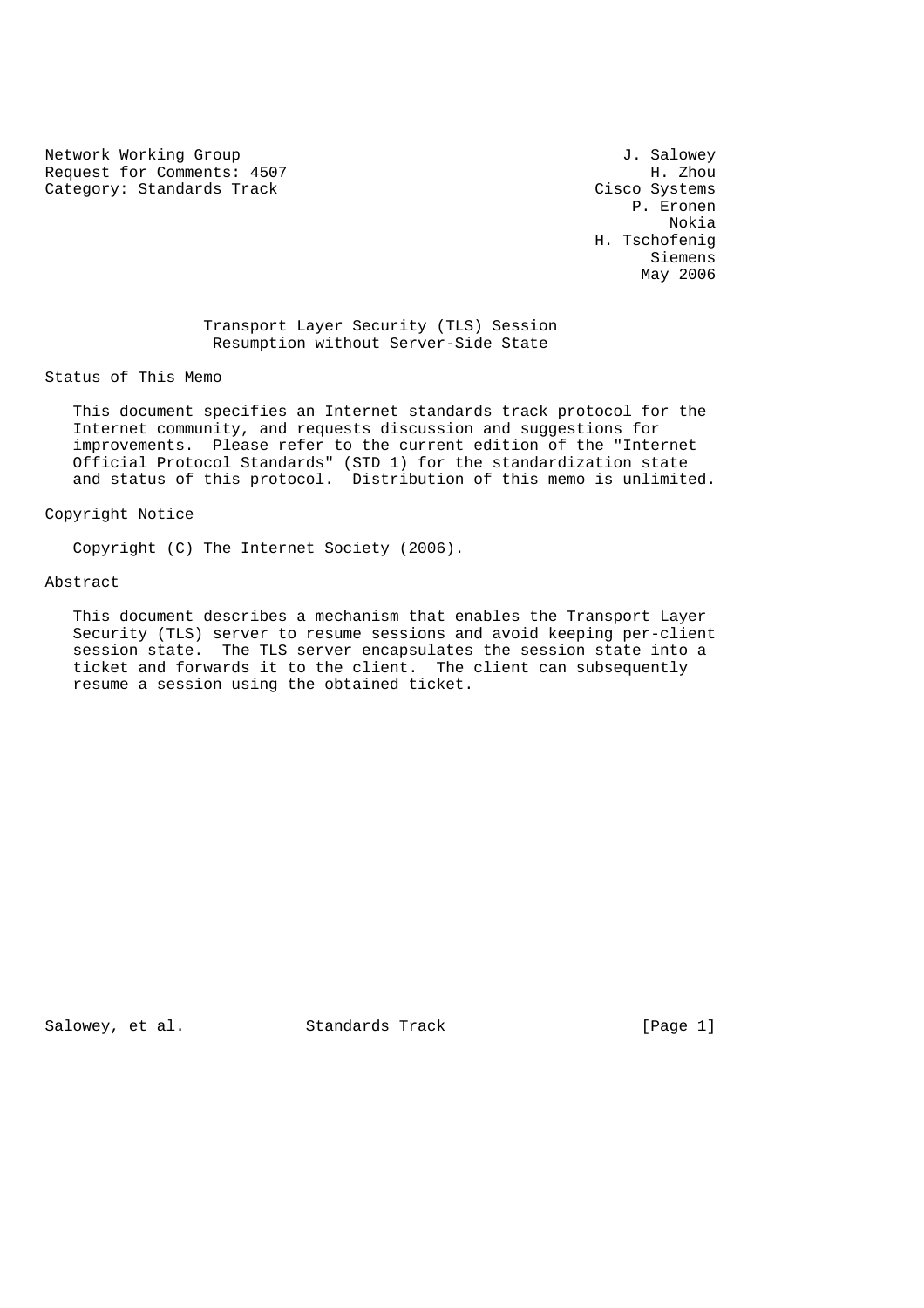Network Working Group  
Request for Comments: 4507  
Category: Standards Track

J. Salowey  
H. Zhou  
Cisco Systems  
P. Eronen  
Nokia  
H. Tschofenig  
Siemens  
May 2006

# Transport Layer Security (TLS) Session Resumption without Server-Side State

## Status of This Memo

This document specifies an Internet standards track protocol for the Internet community, and requests discussion and suggestions for improvements. Please refer to the current edition of the "Internet Official Protocol Standards" (STD 1) for the standardization state and status of this protocol. Distribution of this memo is unlimited.

## Copyright Notice

Copyright (C) The Internet Society (2006).

## Abstract

This document describes a mechanism that enables the Transport Layer Security (TLS) server to resume sessions and avoid keeping per-client session state. The TLS server encapsulates the session state into a ticket and forwards it to the client. The client can subsequently resume a session using the obtained ticket.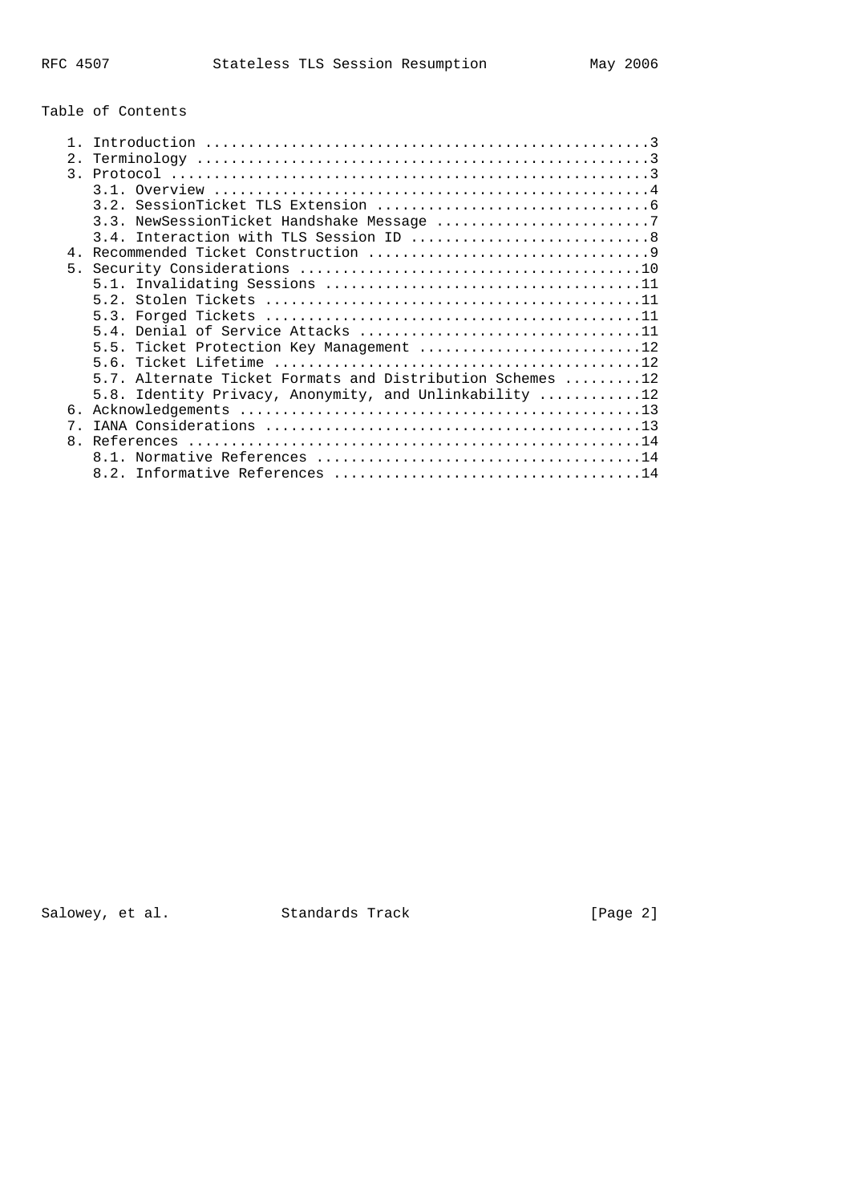Table of Contents

```
   1. Introduction ....................................................3
   2. Terminology .....................................................3
   3. Protocol ........................................................3
      3.1. Overview ...................................................4
      3.2. SessionTicket TLS Extension ................................6
      3.3. NewSessionTicket Handshake Message .........................7
      3.4. Interaction with TLS Session ID ............................8
   4. Recommended Ticket Construction .................................9
   5. Security Considerations ........................................10
      5.1. Invalidating Sessions .....................................11
      5.2. Stolen Tickets ............................................11
      5.3. Forged Tickets ............................................11
      5.4. Denial of Service Attacks .................................11
      5.5. Ticket Protection Key Management ..........................12
      5.6. Ticket Lifetime ...........................................12
      5.7. Alternate Ticket Formats and Distribution Schemes .........12
      5.8. Identity Privacy, Anonymity, and Unlinkability ............12
   6. Acknowledgements ...............................................13
   7. IANA Considerations ............................................13
   8. References .....................................................14
      8.1. Normative References ......................................14
      8.2. Informative References ....................................14
```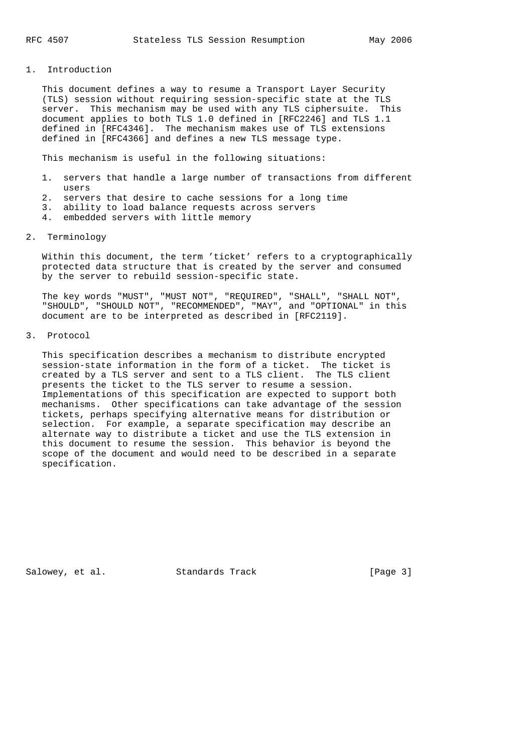## 1. Introduction

This document defines a way to resume a Transport Layer Security (TLS) session without requiring session-specific state at the TLS server. This mechanism may be used with any TLS ciphersuite. This document applies to both TLS 1.0 defined in [RFC2246] and TLS 1.1 defined in [RFC4346]. The mechanism makes use of TLS extensions defined in [RFC4366] and defines a new TLS message type.

This mechanism is useful in the following situations:

1. servers that handle a large number of transactions from different users
2. servers that desire to cache sessions for a long time
3. ability to load balance requests across servers
4. embedded servers with little memory

## 2. Terminology

Within this document, the term 'ticket' refers to a cryptographically protected data structure that is created by the server and consumed by the server to rebuild session-specific state.

The key words "MUST", "MUST NOT", "REQUIRED", "SHALL", "SHALL NOT", "SHOULD", "SHOULD NOT", "RECOMMENDED", "MAY", and "OPTIONAL" in this document are to be interpreted as described in [RFC2119].

## 3. Protocol

This specification describes a mechanism to distribute encrypted session-state information in the form of a ticket. The ticket is created by a TLS server and sent to a TLS client. The TLS client presents the ticket to the TLS server to resume a session. Implementations of this specification are expected to support both mechanisms. Other specifications can take advantage of the session tickets, perhaps specifying alternative means for distribution or selection. For example, a separate specification may describe an alternate way to distribute a ticket and use the TLS extension in this document to resume the session. This behavior is beyond the scope of the document and would need to be described in a separate specification.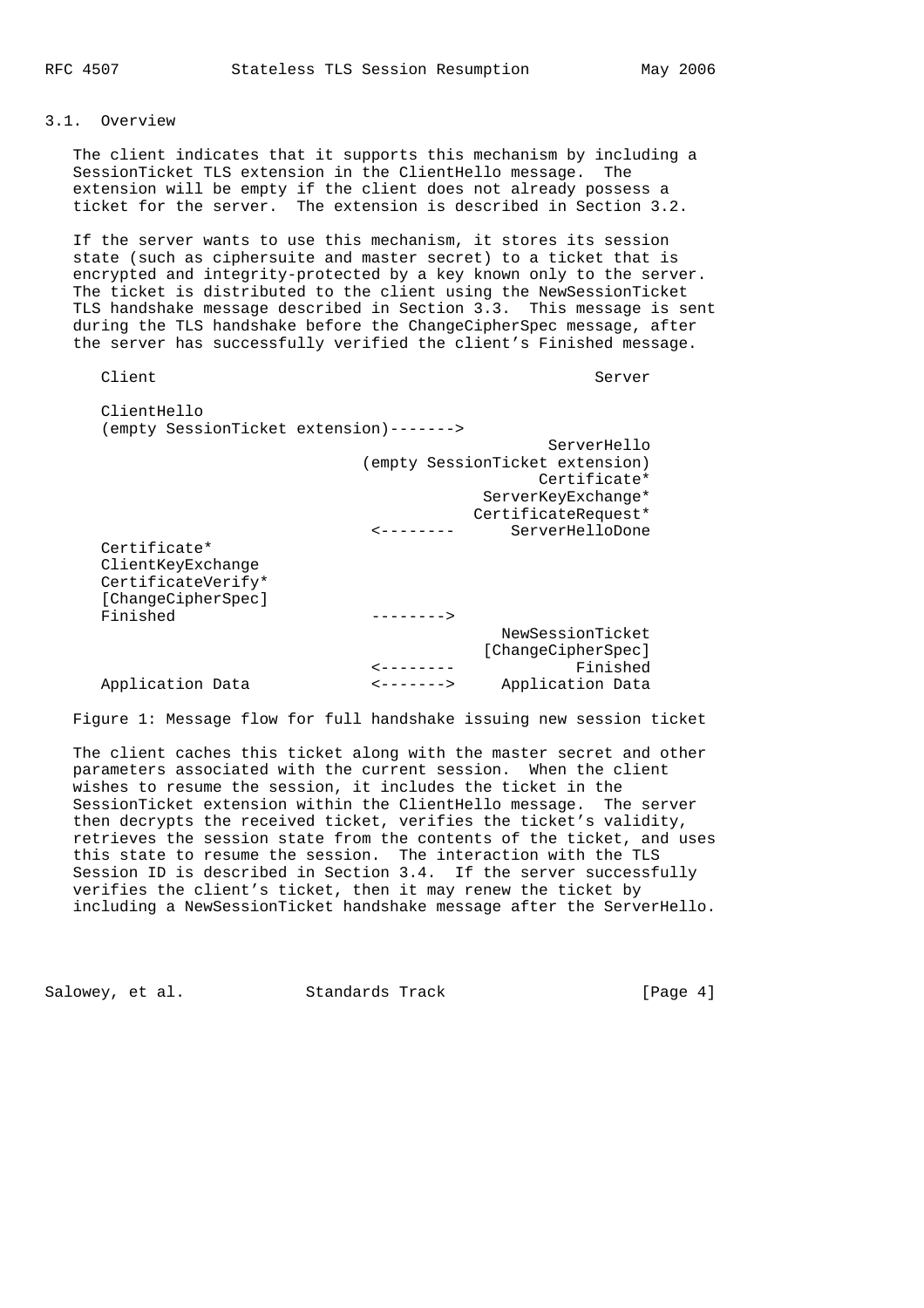### 3.1. Overview

The client indicates that it supports this mechanism by including a SessionTicket TLS extension in the ClientHello message. The extension will be empty if the client does not already possess a ticket for the server. The extension is described in Section 3.2.

If the server wants to use this mechanism, it stores its session state (such as ciphersuite and master secret) to a ticket that is encrypted and integrity-protected by a key known only to the server. The ticket is distributed to the client using the NewSessionTicket TLS handshake message described in Section 3.3. This message is sent during the TLS handshake before the ChangeCipherSpec message, after the server has successfully verified the client's Finished message.

```
Client                                                Server

ClientHello
(empty SessionTicket extension)------->
                                                 ServerHello
                             (empty SessionTicket extension)
                                                Certificate*
                                          ServerKeyExchange*
                                         CertificateRequest*
                              <--------      ServerHelloDone
Certificate*
ClientKeyExchange
CertificateVerify*
[ChangeCipherSpec]
Finished                      -------->
                                            NewSessionTicket
                                          [ChangeCipherSpec]
                              <--------             Finished
Application Data              <------->     Application Data
```

Figure 1: Message flow for full handshake issuing new session ticket

The client caches this ticket along with the master secret and other parameters associated with the current session. When the client wishes to resume the session, it includes the ticket in the SessionTicket extension within the ClientHello message. The server then decrypts the received ticket, verifies the ticket's validity, retrieves the session state from the contents of the ticket, and uses this state to resume the session. The interaction with the TLS Session ID is described in Section 3.4. If the server successfully verifies the client's ticket, then it may renew the ticket by including a NewSessionTicket handshake message after the ServerHello.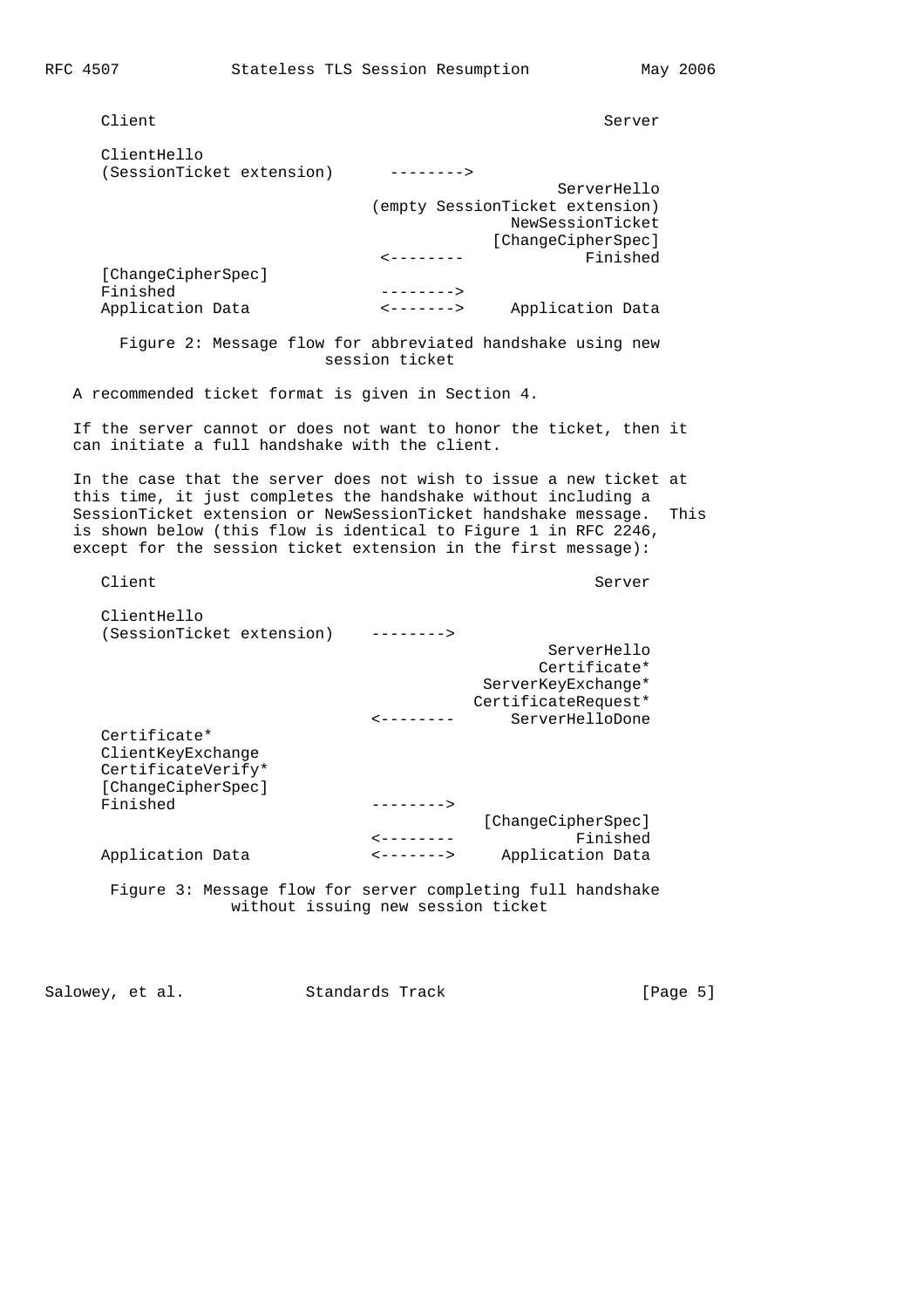```
      Client                                               Server

      ClientHello
      (SessionTicket extension)      -------->
                                                       ServerHello
                                   (empty SessionTicket extension)
                                                  NewSessionTicket
                                                [ChangeCipherSpec]
                                    <--------             Finished
      [ChangeCipherSpec]
      Finished                      -------->
      Application Data              <------->     Application Data
```

Figure 2: Message flow for abbreviated handshake using new session ticket

A recommended ticket format is given in Section 4.

If the server cannot or does not want to honor the ticket, then it can initiate a full handshake with the client.

In the case that the server does not wish to issue a new ticket at this time, it just completes the handshake without including a SessionTicket extension or NewSessionTicket handshake message. This is shown below (this flow is identical to Figure 1 in RFC 2246, except for the session ticket extension in the first message):

```
      Client                                              Server

      ClientHello
      (SessionTicket extension)    -------->
                                                      ServerHello
                                                     Certificate*
                                               ServerKeyExchange*
                                              CertificateRequest*
                                   <--------      ServerHelloDone
      Certificate*
      ClientKeyExchange
      CertificateVerify*
      [ChangeCipherSpec]
      Finished                     -------->
                                               [ChangeCipherSpec]
                                   <--------             Finished
      Application Data             <------->     Application Data
```

Figure 3: Message flow for server completing full handshake without issuing new session ticket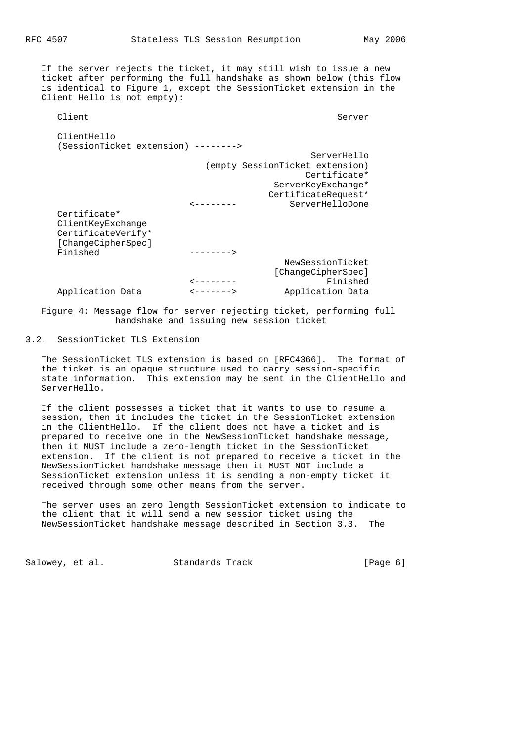If the server rejects the ticket, it may still wish to issue a new ticket after performing the full handshake as shown below (this flow is identical to Figure 1, except the SessionTicket extension in the Client Hello is not empty):

```
Client                                               Server

ClientHello
(SessionTicket extension) -------->
                                                ServerHello
                            (empty SessionTicket extension)
                                               Certificate*
                                         ServerKeyExchange*
                                        CertificateRequest*
                             <--------      ServerHelloDone
Certificate*
ClientKeyExchange
CertificateVerify*
[ChangeCipherSpec]
Finished                     -------->
                                           NewSessionTicket
                                         [ChangeCipherSpec]
                             <--------             Finished
Application Data             <------->     Application Data
```

Figure 4: Message flow for server rejecting ticket, performing full handshake and issuing new session ticket

## 3.2. SessionTicket TLS Extension

The SessionTicket TLS extension is based on [RFC4366]. The format of the ticket is an opaque structure used to carry session-specific state information. This extension may be sent in the ClientHello and ServerHello.

If the client possesses a ticket that it wants to use to resume a session, then it includes the ticket in the SessionTicket extension in the ClientHello. If the client does not have a ticket and is prepared to receive one in the NewSessionTicket handshake message, then it MUST include a zero-length ticket in the SessionTicket extension. If the client is not prepared to receive a ticket in the NewSessionTicket handshake message then it MUST NOT include a SessionTicket extension unless it is sending a non-empty ticket it received through some other means from the server.

The server uses an zero length SessionTicket extension to indicate to the client that it will send a new session ticket using the NewSessionTicket handshake message described in Section 3.3. The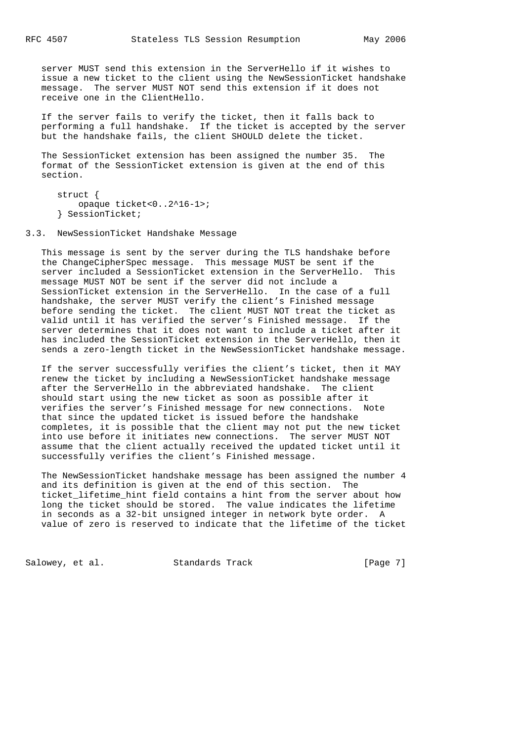server MUST send this extension in the ServerHello if it wishes to issue a new ticket to the client using the NewSessionTicket handshake message. The server MUST NOT send this extension if it does not receive one in the ClientHello.

If the server fails to verify the ticket, then it falls back to performing a full handshake. If the ticket is accepted by the server but the handshake fails, the client SHOULD delete the ticket.

The SessionTicket extension has been assigned the number 35. The format of the SessionTicket extension is given at the end of this section.

```
struct {
    opaque ticket<0..2^16-1>;
} SessionTicket;
```

### 3.3. NewSessionTicket Handshake Message

This message is sent by the server during the TLS handshake before the ChangeCipherSpec message. This message MUST be sent if the server included a SessionTicket extension in the ServerHello. This message MUST NOT be sent if the server did not include a SessionTicket extension in the ServerHello. In the case of a full handshake, the server MUST verify the client's Finished message before sending the ticket. The client MUST NOT treat the ticket as valid until it has verified the server's Finished message. If the server determines that it does not want to include a ticket after it has included the SessionTicket extension in the ServerHello, then it sends a zero-length ticket in the NewSessionTicket handshake message.

If the server successfully verifies the client's ticket, then it MAY renew the ticket by including a NewSessionTicket handshake message after the ServerHello in the abbreviated handshake. The client should start using the new ticket as soon as possible after it verifies the server's Finished message for new connections. Note that since the updated ticket is issued before the handshake completes, it is possible that the client may not put the new ticket into use before it initiates new connections. The server MUST NOT assume that the client actually received the updated ticket until it successfully verifies the client's Finished message.

The NewSessionTicket handshake message has been assigned the number 4 and its definition is given at the end of this section. The ticket_lifetime_hint field contains a hint from the server about how long the ticket should be stored. The value indicates the lifetime in seconds as a 32-bit unsigned integer in network byte order. A value of zero is reserved to indicate that the lifetime of the ticket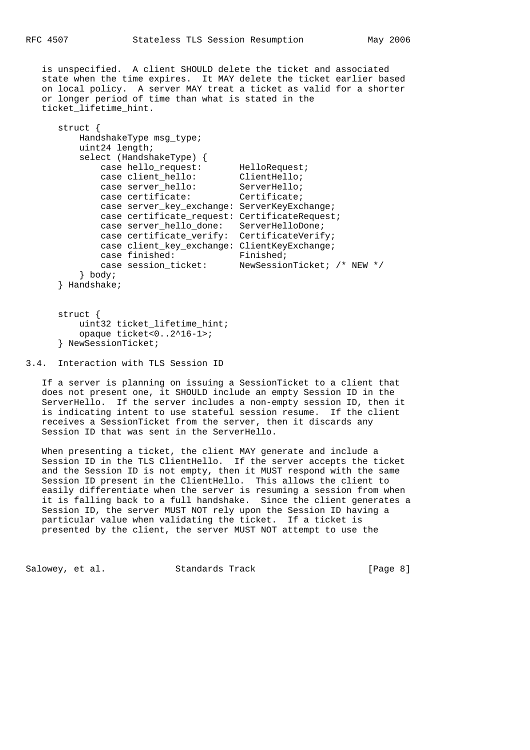is unspecified. A client SHOULD delete the ticket and associated state when the time expires. It MAY delete the ticket earlier based on local policy. A server MAY treat a ticket as valid for a shorter or longer period of time than what is stated in the ticket_lifetime_hint.

```
struct {
    HandshakeType msg_type;
    uint24 length;
    select (HandshakeType) {
        case hello_request:       HelloRequest;
        case client_hello:        ClientHello;
        case server_hello:        ServerHello;
        case certificate:         Certificate;
        case server_key_exchange: ServerKeyExchange;
        case certificate_request: CertificateRequest;
        case server_hello_done:   ServerHelloDone;
        case certificate_verify:  CertificateVerify;
        case client_key_exchange: ClientKeyExchange;
        case finished:            Finished;
        case session_ticket:      NewSessionTicket; /* NEW */
    } body;
} Handshake;


struct {
    uint32 ticket_lifetime_hint;
    opaque ticket<0..2^16-1>;
} NewSessionTicket;
```

## 3.4. Interaction with TLS Session ID

If a server is planning on issuing a SessionTicket to a client that does not present one, it SHOULD include an empty Session ID in the ServerHello. If the server includes a non-empty session ID, then it is indicating intent to use stateful session resume. If the client receives a SessionTicket from the server, then it discards any Session ID that was sent in the ServerHello.

When presenting a ticket, the client MAY generate and include a Session ID in the TLS ClientHello. If the server accepts the ticket and the Session ID is not empty, then it MUST respond with the same Session ID present in the ClientHello. This allows the client to easily differentiate when the server is resuming a session from when it is falling back to a full handshake. Since the client generates a Session ID, the server MUST NOT rely upon the Session ID having a particular value when validating the ticket. If a ticket is presented by the client, the server MUST NOT attempt to use the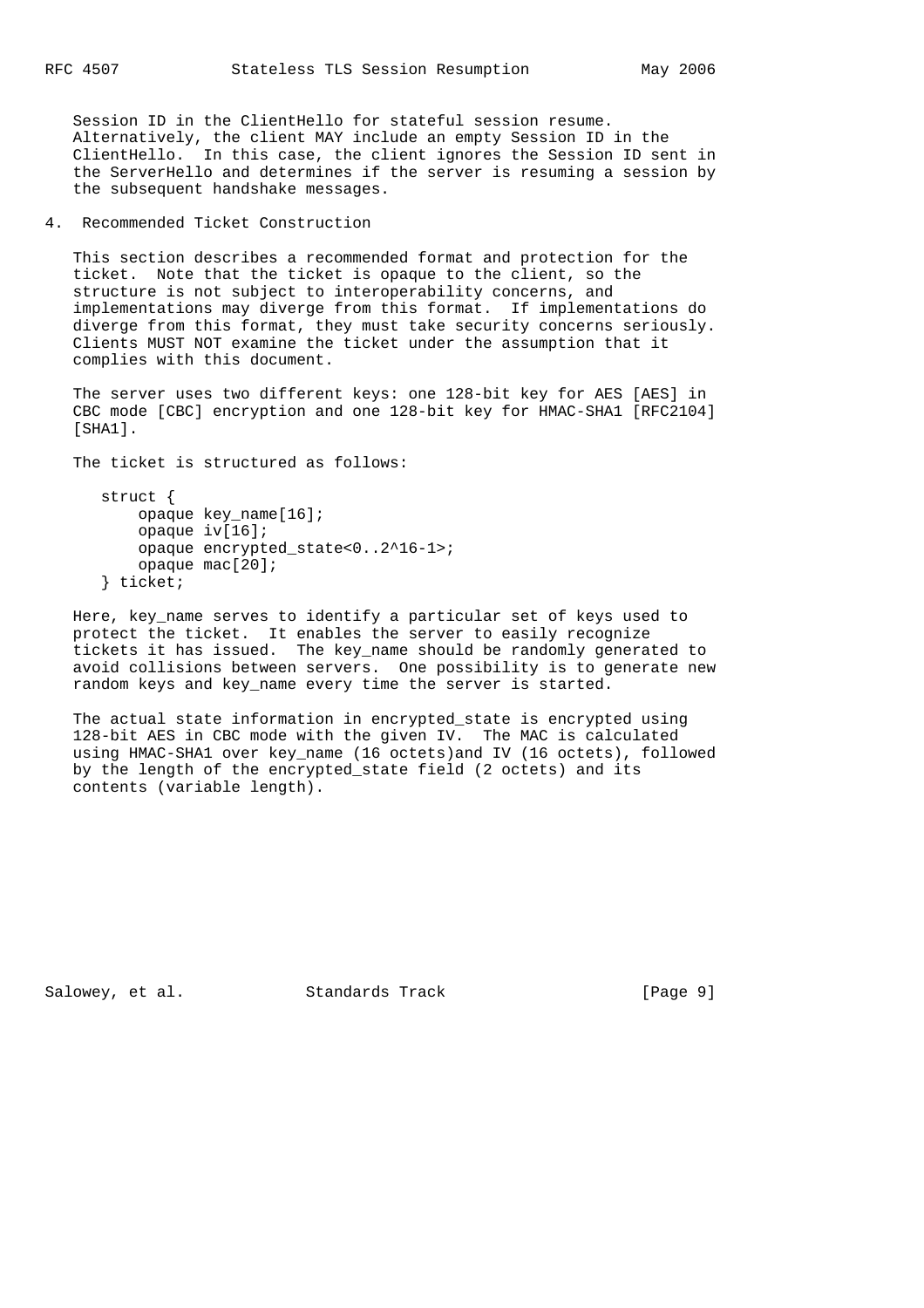Session ID in the ClientHello for stateful session resume. Alternatively, the client MAY include an empty Session ID in the ClientHello. In this case, the client ignores the Session ID sent in the ServerHello and determines if the server is resuming a session by the subsequent handshake messages.

## 4. Recommended Ticket Construction

This section describes a recommended format and protection for the ticket. Note that the ticket is opaque to the client, so the structure is not subject to interoperability concerns, and implementations may diverge from this format. If implementations do diverge from this format, they must take security concerns seriously. Clients MUST NOT examine the ticket under the assumption that it complies with this document.

The server uses two different keys: one 128-bit key for AES [AES] in CBC mode [CBC] encryption and one 128-bit key for HMAC-SHA1 [RFC2104] [SHA1].

The ticket is structured as follows:

```
struct {
    opaque key_name[16];
    opaque iv[16];
    opaque encrypted_state<0..2^16-1>;
    opaque mac[20];
} ticket;
```

Here, key_name serves to identify a particular set of keys used to protect the ticket. It enables the server to easily recognize tickets it has issued. The key_name should be randomly generated to avoid collisions between servers. One possibility is to generate new random keys and key_name every time the server is started.

The actual state information in encrypted_state is encrypted using 128-bit AES in CBC mode with the given IV. The MAC is calculated using HMAC-SHA1 over key_name (16 octets)and IV (16 octets), followed by the length of the encrypted_state field (2 octets) and its contents (variable length).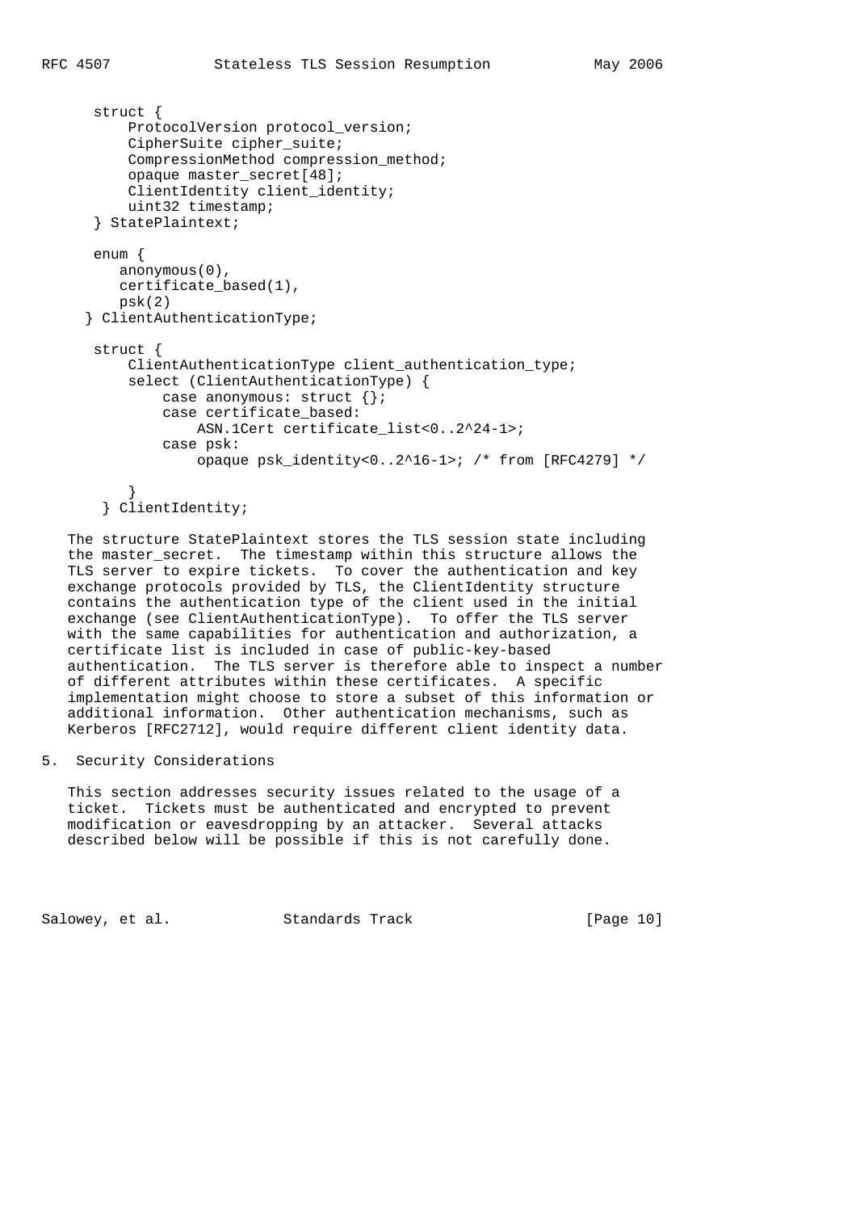```
struct {
    ProtocolVersion protocol_version;
    CipherSuite cipher_suite;
    CompressionMethod compression_method;
    opaque master_secret[48];
    ClientIdentity client_identity;
    uint32 timestamp;
} StatePlaintext;

enum {
   anonymous(0),
   certificate_based(1),
   psk(2)
} ClientAuthenticationType;

struct {
    ClientAuthenticationType client_authentication_type;
    select (ClientAuthenticationType) {
        case anonymous: struct {};
        case certificate_based:
            ASN.1Cert certificate_list<0..2^24-1>;
        case psk:
            opaque psk_identity<0..2^16-1>; /* from [RFC4279] */

    }
 } ClientIdentity;
```

The structure StatePlaintext stores the TLS session state including the master_secret. The timestamp within this structure allows the TLS server to expire tickets. To cover the authentication and key exchange protocols provided by TLS, the ClientIdentity structure contains the authentication type of the client used in the initial exchange (see ClientAuthenticationType). To offer the TLS server with the same capabilities for authentication and authorization, a certificate list is included in case of public-key-based authentication. The TLS server is therefore able to inspect a number of different attributes within these certificates. A specific implementation might choose to store a subset of this information or additional information. Other authentication mechanisms, such as Kerberos [RFC2712], would require different client identity data.

## 5. Security Considerations

This section addresses security issues related to the usage of a ticket. Tickets must be authenticated and encrypted to prevent modification or eavesdropping by an attacker. Several attacks described below will be possible if this is not carefully done.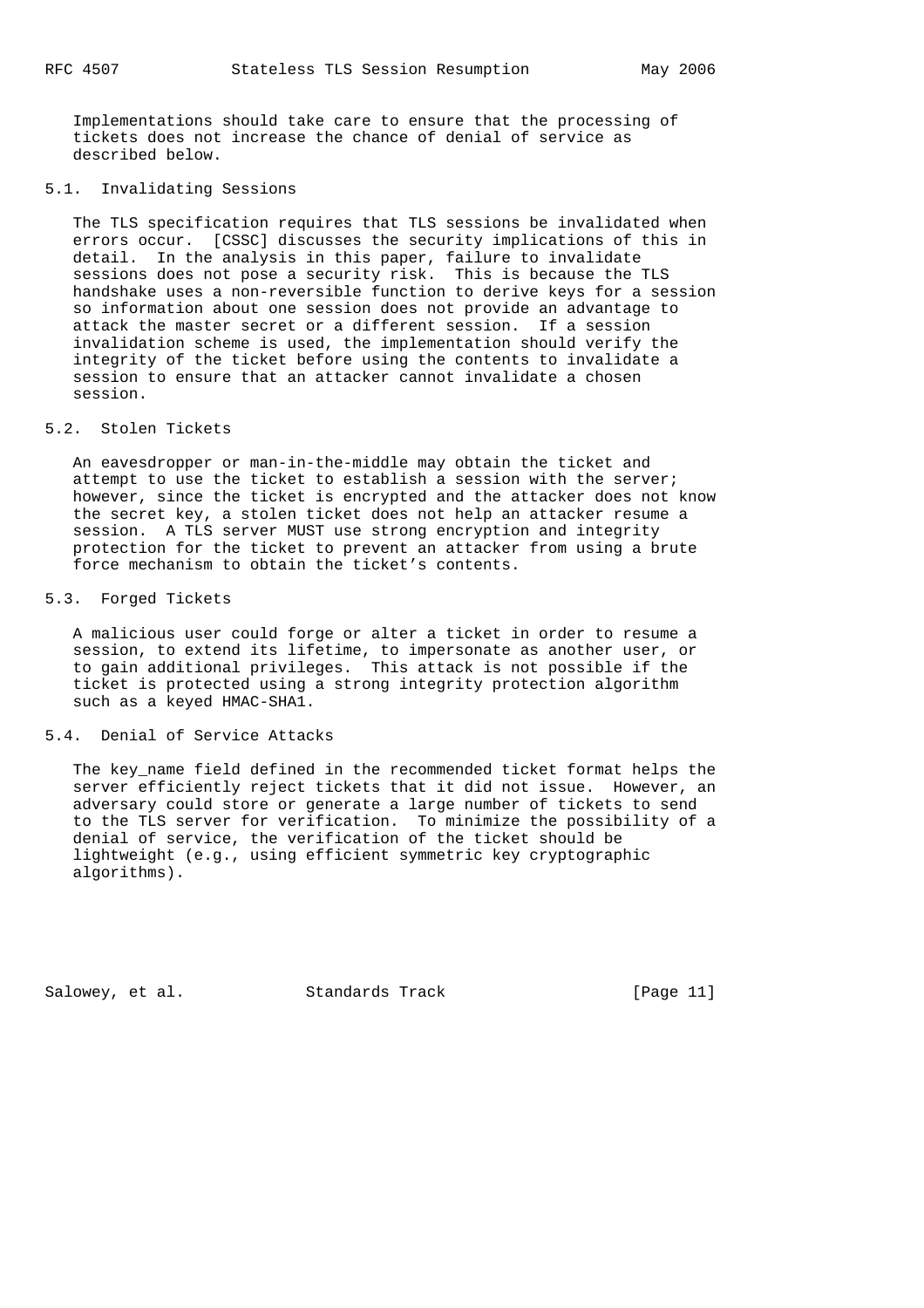Implementations should take care to ensure that the processing of tickets does not increase the chance of denial of service as described below.

### 5.1. Invalidating Sessions

The TLS specification requires that TLS sessions be invalidated when errors occur. [CSSC] discusses the security implications of this in detail. In the analysis in this paper, failure to invalidate sessions does not pose a security risk. This is because the TLS handshake uses a non-reversible function to derive keys for a session so information about one session does not provide an advantage to attack the master secret or a different session. If a session invalidation scheme is used, the implementation should verify the integrity of the ticket before using the contents to invalidate a session to ensure that an attacker cannot invalidate a chosen session.

### 5.2. Stolen Tickets

An eavesdropper or man-in-the-middle may obtain the ticket and attempt to use the ticket to establish a session with the server; however, since the ticket is encrypted and the attacker does not know the secret key, a stolen ticket does not help an attacker resume a session. A TLS server MUST use strong encryption and integrity protection for the ticket to prevent an attacker from using a brute force mechanism to obtain the ticket's contents.

### 5.3. Forged Tickets

A malicious user could forge or alter a ticket in order to resume a session, to extend its lifetime, to impersonate as another user, or to gain additional privileges. This attack is not possible if the ticket is protected using a strong integrity protection algorithm such as a keyed HMAC-SHA1.

### 5.4. Denial of Service Attacks

The key_name field defined in the recommended ticket format helps the server efficiently reject tickets that it did not issue. However, an adversary could store or generate a large number of tickets to send to the TLS server for verification. To minimize the possibility of a denial of service, the verification of the ticket should be lightweight (e.g., using efficient symmetric key cryptographic algorithms).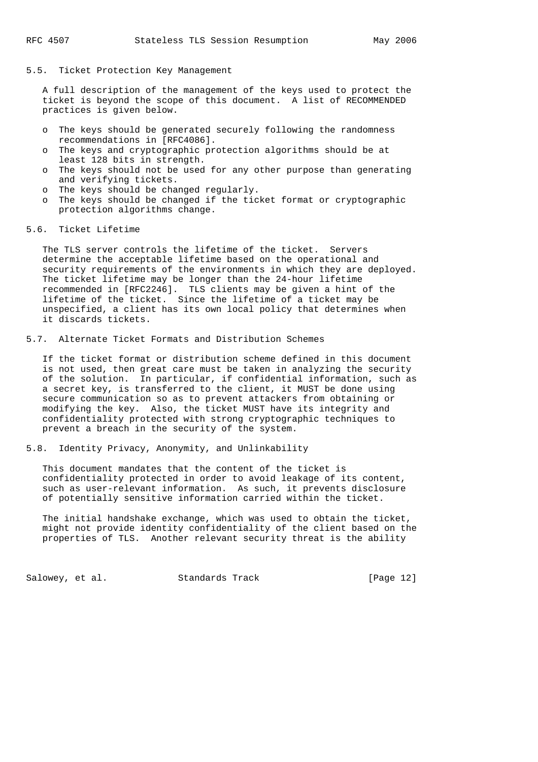### 5.5. Ticket Protection Key Management

A full description of the management of the keys used to protect the ticket is beyond the scope of this document. A list of RECOMMENDED practices is given below.

- The keys should be generated securely following the randomness recommendations in [RFC4086].
- The keys and cryptographic protection algorithms should be at least 128 bits in strength.
- The keys should not be used for any other purpose than generating and verifying tickets.
- The keys should be changed regularly.
- The keys should be changed if the ticket format or cryptographic protection algorithms change.

### 5.6. Ticket Lifetime

The TLS server controls the lifetime of the ticket. Servers determine the acceptable lifetime based on the operational and security requirements of the environments in which they are deployed. The ticket lifetime may be longer than the 24-hour lifetime recommended in [RFC2246]. TLS clients may be given a hint of the lifetime of the ticket. Since the lifetime of a ticket may be unspecified, a client has its own local policy that determines when it discards tickets.

### 5.7. Alternate Ticket Formats and Distribution Schemes

If the ticket format or distribution scheme defined in this document is not used, then great care must be taken in analyzing the security of the solution. In particular, if confidential information, such as a secret key, is transferred to the client, it MUST be done using secure communication so as to prevent attackers from obtaining or modifying the key. Also, the ticket MUST have its integrity and confidentiality protected with strong cryptographic techniques to prevent a breach in the security of the system.

### 5.8. Identity Privacy, Anonymity, and Unlinkability

This document mandates that the content of the ticket is confidentiality protected in order to avoid leakage of its content, such as user-relevant information. As such, it prevents disclosure of potentially sensitive information carried within the ticket.

The initial handshake exchange, which was used to obtain the ticket, might not provide identity confidentiality of the client based on the properties of TLS. Another relevant security threat is the ability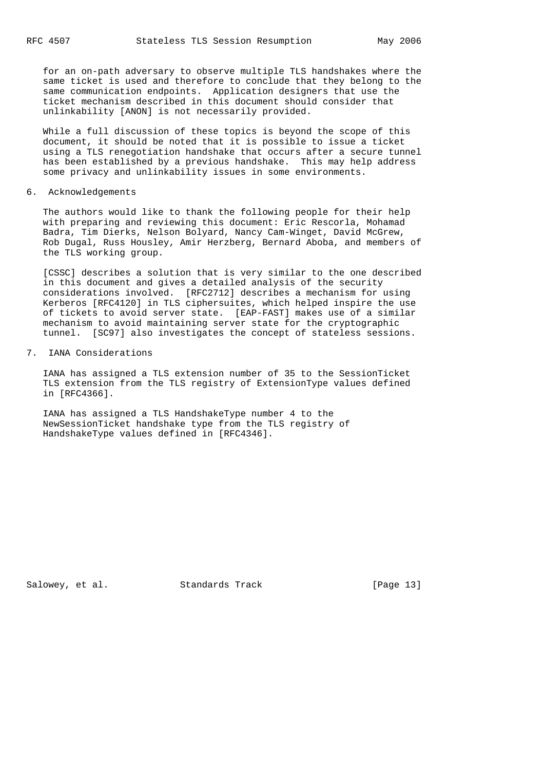for an on-path adversary to observe multiple TLS handshakes where the same ticket is used and therefore to conclude that they belong to the same communication endpoints. Application designers that use the ticket mechanism described in this document should consider that unlinkability [ANON] is not necessarily provided.

While a full discussion of these topics is beyond the scope of this document, it should be noted that it is possible to issue a ticket using a TLS renegotiation handshake that occurs after a secure tunnel has been established by a previous handshake. This may help address some privacy and unlinkability issues in some environments.

## 6. Acknowledgements

The authors would like to thank the following people for their help with preparing and reviewing this document: Eric Rescorla, Mohamad Badra, Tim Dierks, Nelson Bolyard, Nancy Cam-Winget, David McGrew, Rob Dugal, Russ Housley, Amir Herzberg, Bernard Aboba, and members of the TLS working group.

[CSSC] describes a solution that is very similar to the one described in this document and gives a detailed analysis of the security considerations involved. [RFC2712] describes a mechanism for using Kerberos [RFC4120] in TLS ciphersuites, which helped inspire the use of tickets to avoid server state. [EAP-FAST] makes use of a similar mechanism to avoid maintaining server state for the cryptographic tunnel. [SC97] also investigates the concept of stateless sessions.

## 7. IANA Considerations

IANA has assigned a TLS extension number of 35 to the SessionTicket TLS extension from the TLS registry of ExtensionType values defined in [RFC4366].

IANA has assigned a TLS HandshakeType number 4 to the NewSessionTicket handshake type from the TLS registry of HandshakeType values defined in [RFC4346].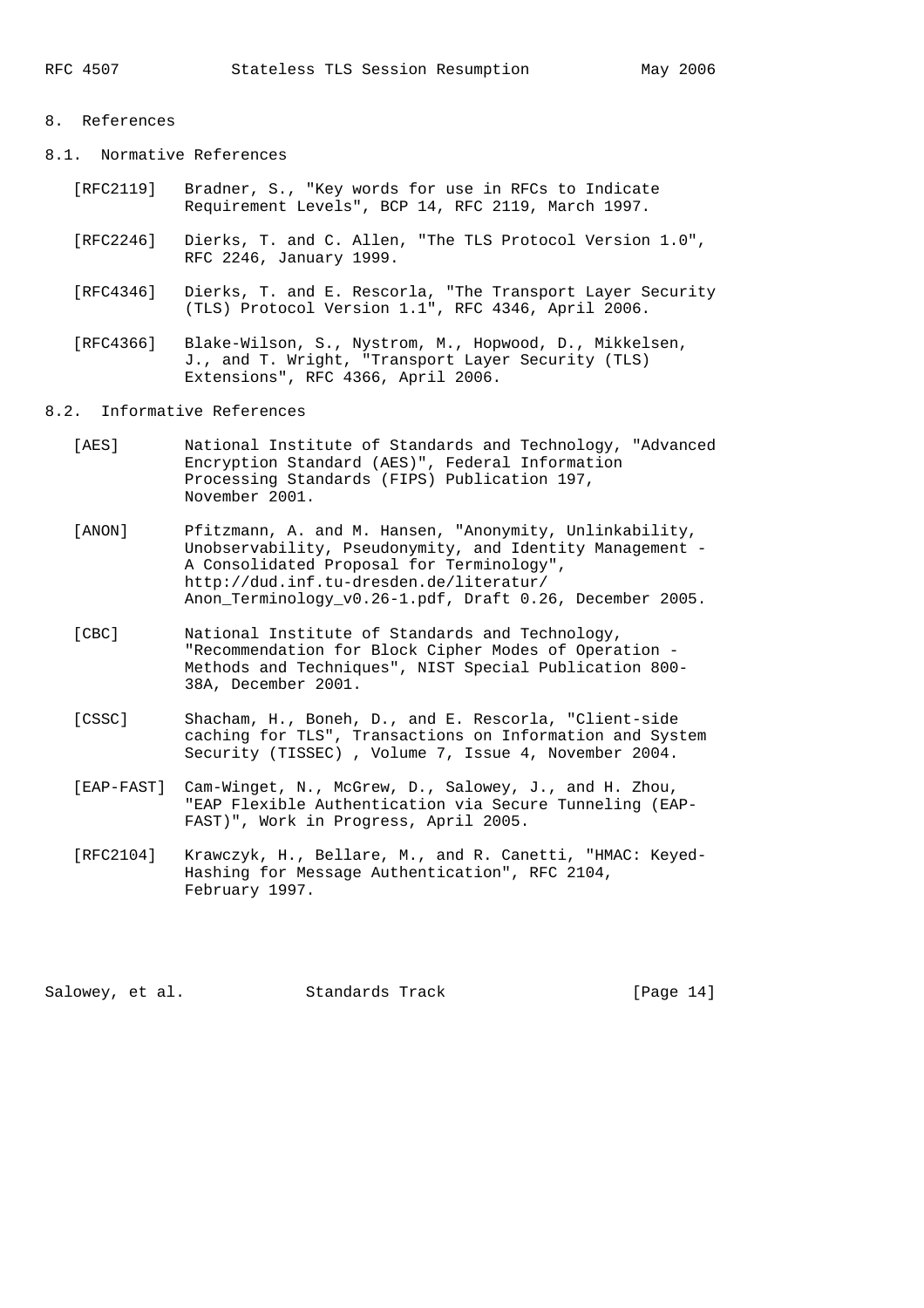## 8. References

### 8.1. Normative References

[RFC2119] Bradner, S., "Key words for use in RFCs to Indicate Requirement Levels", BCP 14, RFC 2119, March 1997.

[RFC2246] Dierks, T. and C. Allen, "The TLS Protocol Version 1.0", RFC 2246, January 1999.

[RFC4346] Dierks, T. and E. Rescorla, "The Transport Layer Security (TLS) Protocol Version 1.1", RFC 4346, April 2006.

[RFC4366] Blake-Wilson, S., Nystrom, M., Hopwood, D., Mikkelsen, J., and T. Wright, "Transport Layer Security (TLS) Extensions", RFC 4366, April 2006.

### 8.2. Informative References

[AES] National Institute of Standards and Technology, "Advanced Encryption Standard (AES)", Federal Information Processing Standards (FIPS) Publication 197, November 2001.

[ANON] Pfitzmann, A. and M. Hansen, "Anonymity, Unlinkability, Unobservability, Pseudonymity, and Identity Management - A Consolidated Proposal for Terminology", http://dud.inf.tu-dresden.de/literatur/Anon_Terminology_v0.26-1.pdf, Draft 0.26, December 2005.

[CBC] National Institute of Standards and Technology, "Recommendation for Block Cipher Modes of Operation - Methods and Techniques", NIST Special Publication 800-38A, December 2001.

[CSSC] Shacham, H., Boneh, D., and E. Rescorla, "Client-side caching for TLS", Transactions on Information and System Security (TISSEC) , Volume 7, Issue 4, November 2004.

[EAP-FAST] Cam-Winget, N., McGrew, D., Salowey, J., and H. Zhou, "EAP Flexible Authentication via Secure Tunneling (EAP-FAST)", Work in Progress, April 2005.

[RFC2104] Krawczyk, H., Bellare, M., and R. Canetti, "HMAC: Keyed-Hashing for Message Authentication", RFC 2104, February 1997.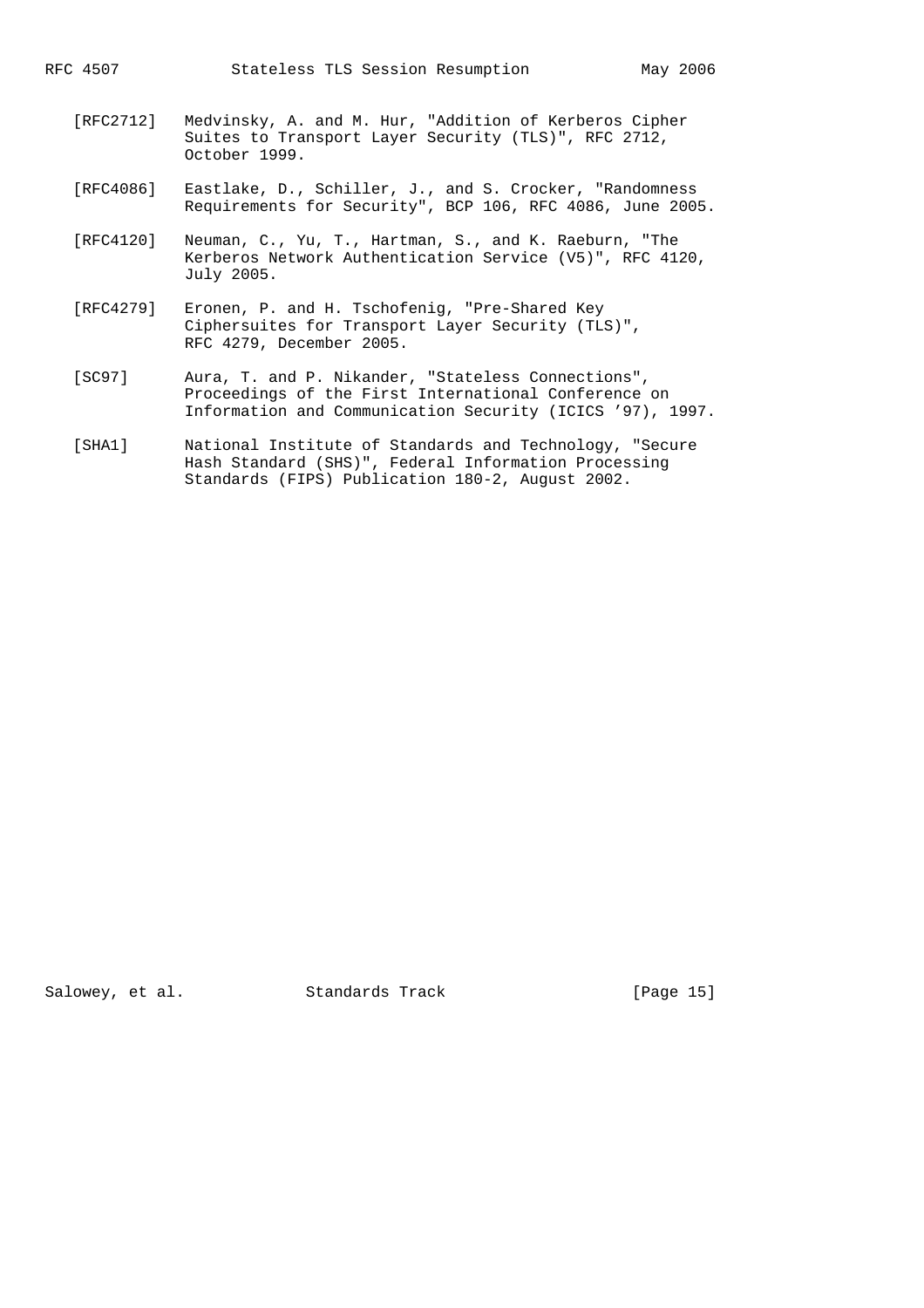[RFC2712] Medvinsky, A. and M. Hur, "Addition of Kerberos Cipher Suites to Transport Layer Security (TLS)", RFC 2712, October 1999.

[RFC4086] Eastlake, D., Schiller, J., and S. Crocker, "Randomness Requirements for Security", BCP 106, RFC 4086, June 2005.

[RFC4120] Neuman, C., Yu, T., Hartman, S., and K. Raeburn, "The Kerberos Network Authentication Service (V5)", RFC 4120, July 2005.

[RFC4279] Eronen, P. and H. Tschofenig, "Pre-Shared Key Ciphersuites for Transport Layer Security (TLS)", RFC 4279, December 2005.

[SC97] Aura, T. and P. Nikander, "Stateless Connections", Proceedings of the First International Conference on Information and Communication Security (ICICS '97), 1997.

[SHA1] National Institute of Standards and Technology, "Secure Hash Standard (SHS)", Federal Information Processing Standards (FIPS) Publication 180-2, August 2002.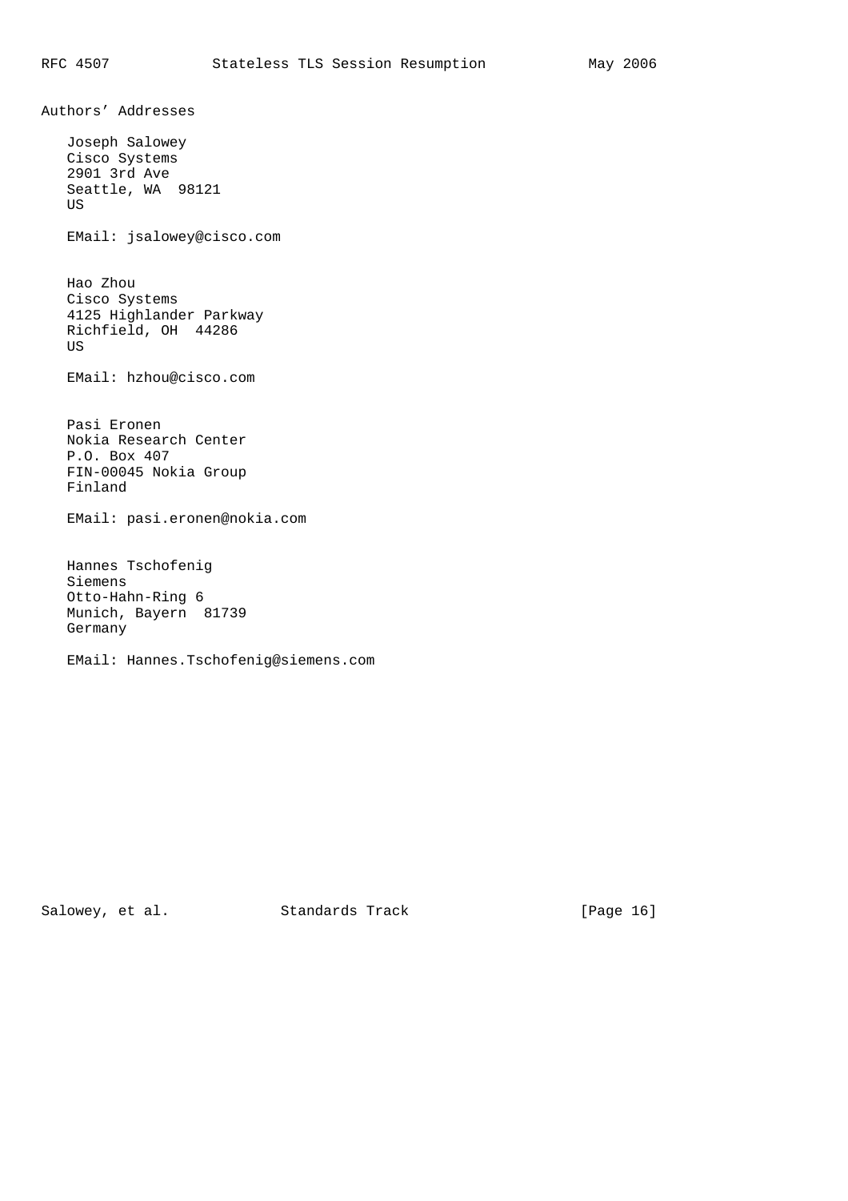## Authors' Addresses

Joseph Salowey
Cisco Systems
2901 3rd Ave
Seattle, WA  98121
US

EMail: jsalowey@cisco.com

Hao Zhou
Cisco Systems
4125 Highlander Parkway
Richfield, OH  44286
US

EMail: hzhou@cisco.com

Pasi Eronen
Nokia Research Center
P.O. Box 407
FIN-00045 Nokia Group
Finland

EMail: pasi.eronen@nokia.com

Hannes Tschofenig
Siemens
Otto-Hahn-Ring 6
Munich, Bayern  81739
Germany

EMail: Hannes.Tschofenig@siemens.com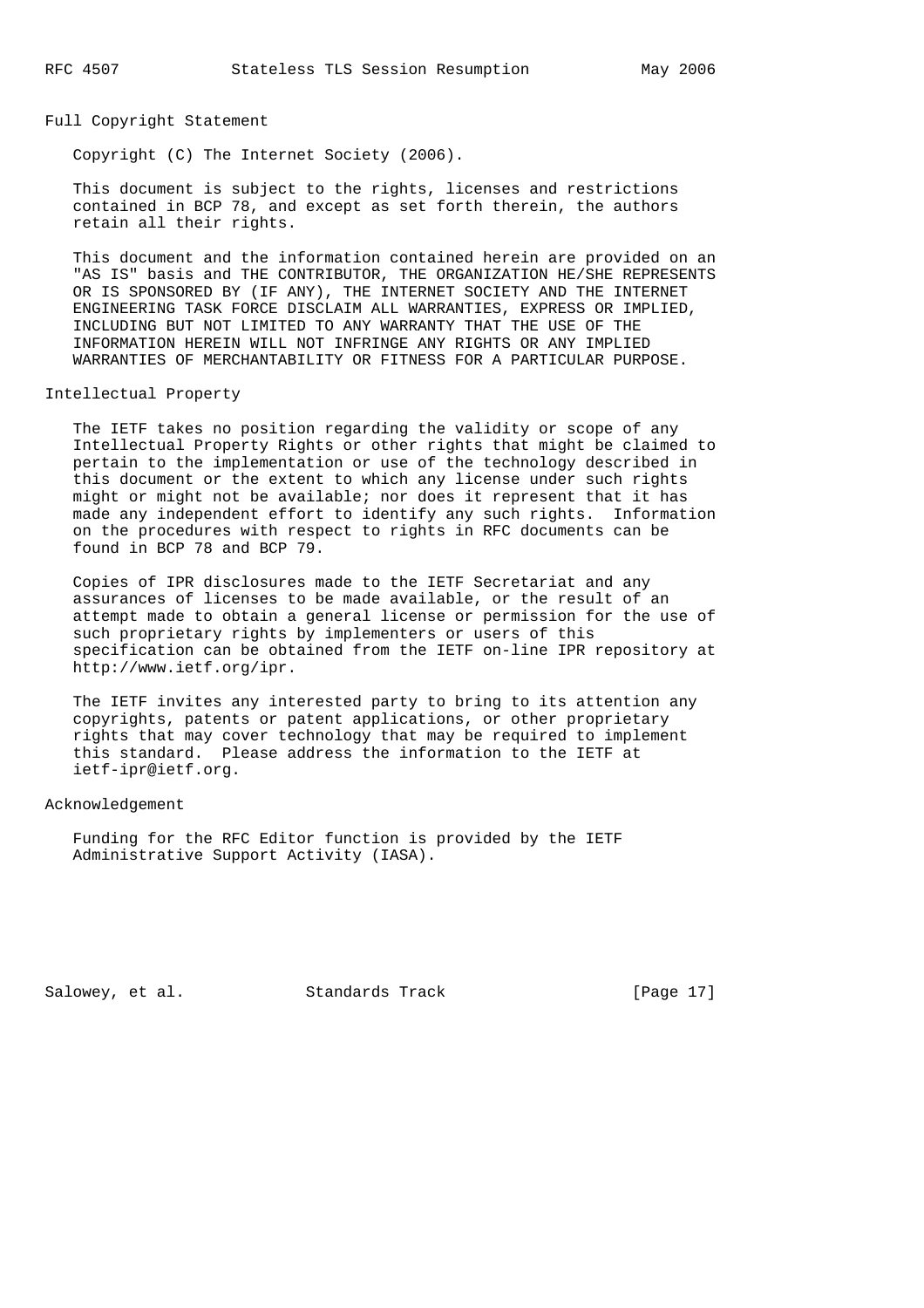## Full Copyright Statement

Copyright (C) The Internet Society (2006).

This document is subject to the rights, licenses and restrictions contained in BCP 78, and except as set forth therein, the authors retain all their rights.

This document and the information contained herein are provided on an "AS IS" basis and THE CONTRIBUTOR, THE ORGANIZATION HE/SHE REPRESENTS OR IS SPONSORED BY (IF ANY), THE INTERNET SOCIETY AND THE INTERNET ENGINEERING TASK FORCE DISCLAIM ALL WARRANTIES, EXPRESS OR IMPLIED, INCLUDING BUT NOT LIMITED TO ANY WARRANTY THAT THE USE OF THE INFORMATION HEREIN WILL NOT INFRINGE ANY RIGHTS OR ANY IMPLIED WARRANTIES OF MERCHANTABILITY OR FITNESS FOR A PARTICULAR PURPOSE.

## Intellectual Property

The IETF takes no position regarding the validity or scope of any Intellectual Property Rights or other rights that might be claimed to pertain to the implementation or use of the technology described in this document or the extent to which any license under such rights might or might not be available; nor does it represent that it has made any independent effort to identify any such rights. Information on the procedures with respect to rights in RFC documents can be found in BCP 78 and BCP 79.

Copies of IPR disclosures made to the IETF Secretariat and any assurances of licenses to be made available, or the result of an attempt made to obtain a general license or permission for the use of such proprietary rights by implementers or users of this specification can be obtained from the IETF on-line IPR repository at http://www.ietf.org/ipr.

The IETF invites any interested party to bring to its attention any copyrights, patents or patent applications, or other proprietary rights that may cover technology that may be required to implement this standard. Please address the information to the IETF at ietf-ipr@ietf.org.

## Acknowledgement

Funding for the RFC Editor function is provided by the IETF Administrative Support Activity (IASA).